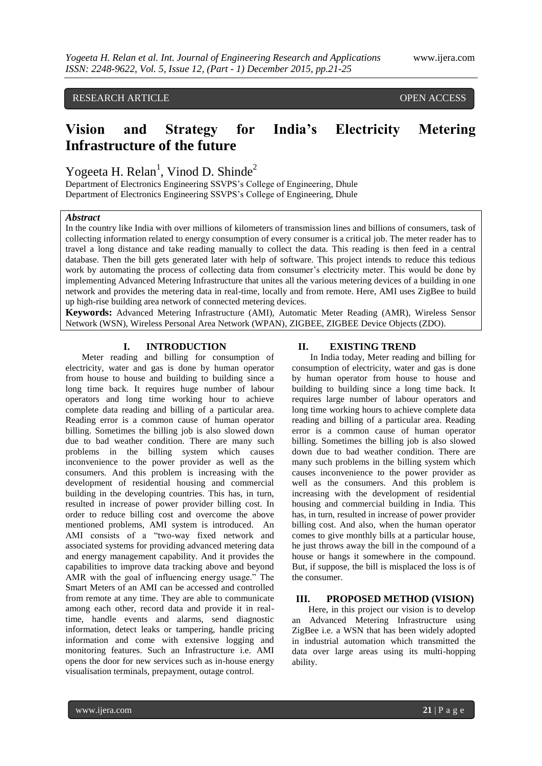RESEARCH ARTICLE OPEN ACCESS

# Vision and Strategy for India's Electricity Metering Infrastructure of the future

Yogeeta H. Relan[1], Vinod D. Shinde[2]

Department of Electronics Engineering SSVPS's College of Engineering, Dhule
Department of Electronics Engineering SSVPS's College of Engineering, Dhule

***Abstract***

In the country like India with over millions of kilometers of transmission lines and billions of consumers, task of collecting information related to energy consumption of every consumer is a critical job. The meter reader has to travel a long distance and take reading manually to collect the data. This reading is then feed in a central database. Then the bill gets generated later with help of software. This project intends to reduce this tedious work by automating the process of collecting data from consumer's electricity meter. This would be done by implementing Advanced Metering Infrastructure that unites all the various metering devices of a building in one network and provides the metering data in real-time, locally and from remote. Here, AMI uses ZigBee to build up high-rise building area network of connected metering devices.

**Keywords:** Advanced Metering Infrastructure (AMI), Automatic Meter Reading (AMR), Wireless Sensor Network (WSN), Wireless Personal Area Network (WPAN), ZIGBEE, ZIGBEE Device Objects (ZDO).

## I. INTRODUCTION

Meter reading and billing for consumption of electricity, water and gas is done by human operator from house to house and building to building since a long time back. It requires huge number of labour operators and long time working hour to achieve complete data reading and billing of a particular area. Reading error is a common cause of human operator billing. Sometimes the billing job is also slowed down due to bad weather condition. There are many such problems in the billing system which causes inconvenience to the power provider as well as the consumers. And this problem is increasing with the development of residential housing and commercial building in the developing countries. This has, in turn, resulted in increase of power provider billing cost. In order to reduce billing cost and overcome the above mentioned problems, AMI system is introduced. An AMI consists of a "two-way fixed network and associated systems for providing advanced metering data and energy management capability. And it provides the capabilities to improve data tracking above and beyond AMR with the goal of influencing energy usage." The Smart Meters of an AMI can be accessed and controlled from remote at any time. They are able to communicate among each other, record data and provide it in real-time, handle events and alarms, send diagnostic information, detect leaks or tampering, handle pricing information and come with extensive logging and monitoring features. Such an Infrastructure i.e. AMI opens the door for new services such as in-house energy visualisation terminals, prepayment, outage control.

## II. EXISTING TREND

In India today, Meter reading and billing for consumption of electricity, water and gas is done by human operator from house to house and building to building since a long time back. It requires large number of labour operators and long time working hours to achieve complete data reading and billing of a particular area. Reading error is a common cause of human operator billing. Sometimes the billing job is also slowed down due to bad weather condition. There are many such problems in the billing system which causes inconvenience to the power provider as well as the consumers. And this problem is increasing with the development of residential housing and commercial building in India. This has, in turn, resulted in increase of power provider billing cost. And also, when the human operator comes to give monthly bills at a particular house, he just throws away the bill in the compound of a house or hangs it somewhere in the compound. But, if suppose, the bill is misplaced the loss is of the consumer.

## III. PROPOSED METHOD (VISION)

Here, in this project our vision is to develop an Advanced Metering Infrastructure using ZigBee i.e. a WSN that has been widely adopted in industrial automation which transmitted the data over large areas using its multi-hopping ability.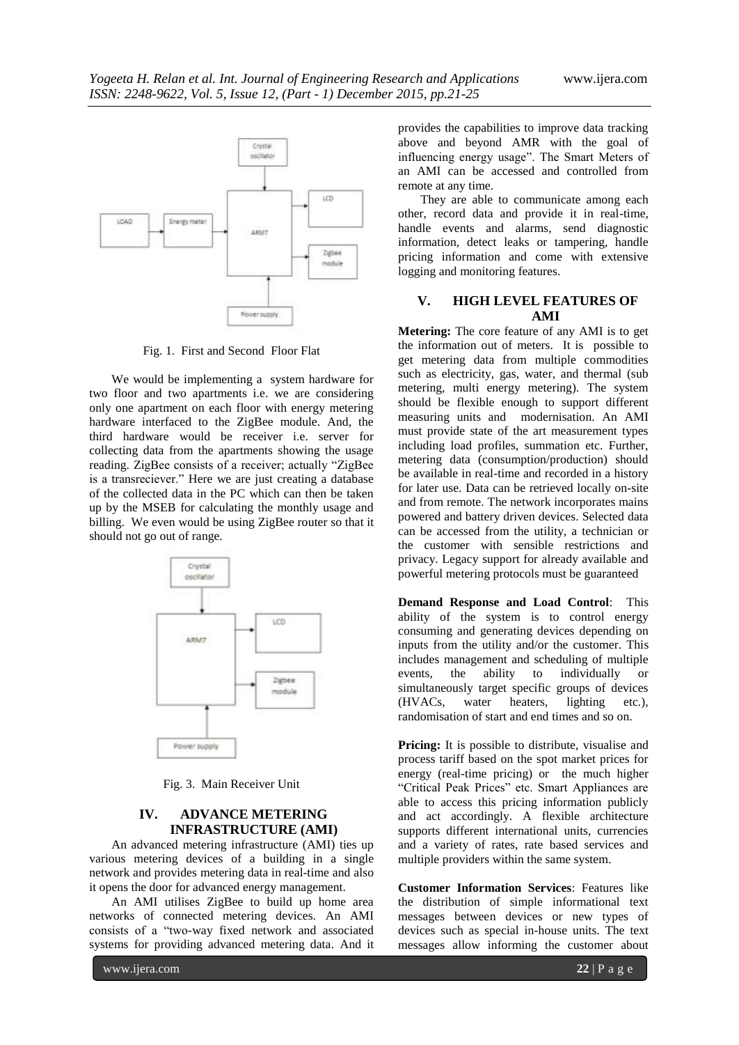Fig. 1. First and Second Floor Flat

We would be implementing a system hardware for two floor and two apartments i.e. we are considering only one apartment on each floor with energy metering hardware interfaced to the ZigBee module. And, the third hardware would be receiver i.e. server for collecting data from the apartments showing the usage reading. ZigBee consists of a receiver; actually "ZigBee is a transreciever." Here we are just creating a database of the collected data in the PC which can then be taken up by the MSEB for calculating the monthly usage and billing. We even would be using ZigBee router so that it should not go out of range.

Fig. 3. Main Receiver Unit

## IV. ADVANCE METERING INFRASTRUCTURE (AMI)

An advanced metering infrastructure (AMI) ties up various metering devices of a building in a single network and provides metering data in real-time and also it opens the door for advanced energy management.

An AMI utilises ZigBee to build up home area networks of connected metering devices. An AMI consists of a "two-way fixed network and associated systems for providing advanced metering data. And it provides the capabilities to improve data tracking above and beyond AMR with the goal of influencing energy usage". The Smart Meters of an AMI can be accessed and controlled from remote at any time.

They are able to communicate among each other, record data and provide it in real-time, handle events and alarms, send diagnostic information, detect leaks or tampering, handle pricing information and come with extensive logging and monitoring features.

## V. HIGH LEVEL FEATURES OF AMI

**Metering:** The core feature of any AMI is to get the information out of meters. It is possible to get metering data from multiple commodities such as electricity, gas, water, and thermal (sub metering, multi energy metering). The system should be flexible enough to support different measuring units and modernisation. An AMI must provide state of the art measurement types including load profiles, summation etc. Further, metering data (consumption/production) should be available in real-time and recorded in a history for later use. Data can be retrieved locally on-site and from remote. The network incorporates mains powered and battery driven devices. Selected data can be accessed from the utility, a technician or the customer with sensible restrictions and privacy. Legacy support for already available and powerful metering protocols must be guaranteed

**Demand Response and Load Control**: This ability of the system is to control energy consuming and generating devices depending on inputs from the utility and/or the customer. This includes management and scheduling of multiple events, the ability to individually or simultaneously target specific groups of devices (HVACs, water heaters, lighting etc.), randomisation of start and end times and so on.

**Pricing:** It is possible to distribute, visualise and process tariff based on the spot market prices for energy (real-time pricing) or the much higher "Critical Peak Prices" etc. Smart Appliances are able to access this pricing information publicly and act accordingly. A flexible architecture supports different international units, currencies and a variety of rates, rate based services and multiple providers within the same system.

**Customer Information Services**: Features like the distribution of simple informational text messages between devices or new types of devices such as special in-house units. The text messages allow informing the customer about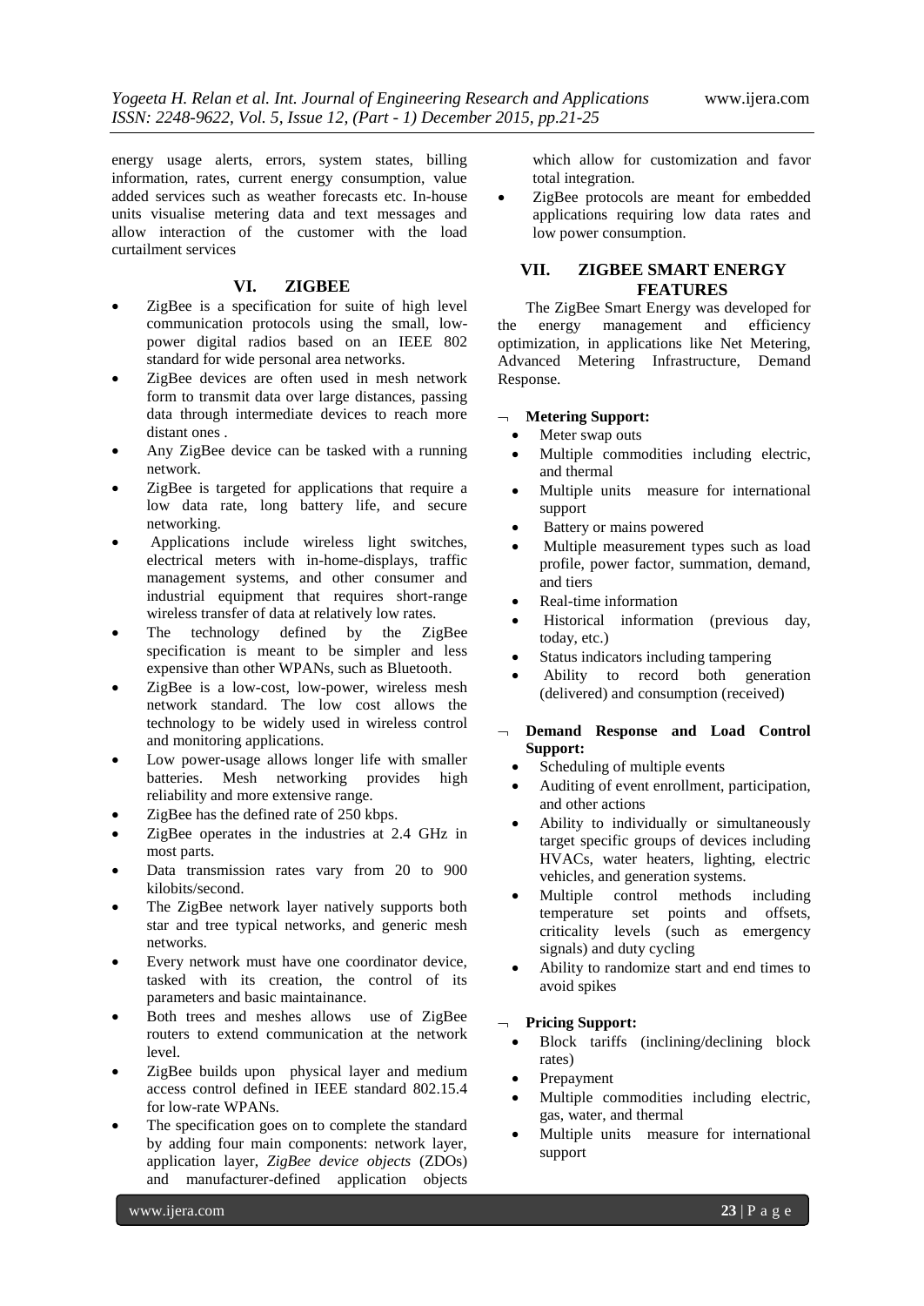energy usage alerts, errors, system states, billing information, rates, current energy consumption, value added services such as weather forecasts etc. In-house units visualise metering data and text messages and allow interaction of the customer with the load curtailment services

## VI. ZIGBEE

- ZigBee is a specification for suite of high level communication protocols using the small, low-power digital radios based on an IEEE 802 standard for wide personal area networks.
- ZigBee devices are often used in mesh network form to transmit data over large distances, passing data through intermediate devices to reach more distant ones .
- Any ZigBee device can be tasked with a running network.
- ZigBee is targeted for applications that require a low data rate, long battery life, and secure networking.
- Applications include wireless light switches, electrical meters with in-home-displays, traffic management systems, and other consumer and industrial equipment that requires short-range wireless transfer of data at relatively low rates.
- The technology defined by the ZigBee specification is meant to be simpler and less expensive than other WPANs, such as Bluetooth.
- ZigBee is a low-cost, low-power, wireless mesh network standard. The low cost allows the technology to be widely used in wireless control and monitoring applications.
- Low power-usage allows longer life with smaller batteries. Mesh networking provides high reliability and more extensive range.
- ZigBee has the defined rate of 250 kbps.
- ZigBee operates in the industries at 2.4 GHz in most parts.
- Data transmission rates vary from 20 to 900 kilobits/second.
- The ZigBee network layer natively supports both star and tree typical networks, and generic mesh networks.
- Every network must have one coordinator device, tasked with its creation, the control of its parameters and basic maintainance.
- Both trees and meshes allows use of ZigBee routers to extend communication at the network level.
- ZigBee builds upon physical layer and medium access control defined in IEEE standard 802.15.4 for low-rate WPANs.
- The specification goes on to complete the standard by adding four main components: network layer, application layer, *ZigBee device objects* (ZDOs) and manufacturer-defined application objects which allow for customization and favor total integration.
- ZigBee protocols are meant for embedded applications requiring low data rates and low power consumption.

## VII. ZIGBEE SMART ENERGY FEATURES

The ZigBee Smart Energy was developed for the energy management and efficiency optimization, in applications like Net Metering, Advanced Metering Infrastructure, Demand Response.

- **Metering Support:**
  - Meter swap outs
  - Multiple commodities including electric, and thermal
  - Multiple units measure for international support
  - Battery or mains powered
  - Multiple measurement types such as load profile, power factor, summation, demand, and tiers
  - Real-time information
  - Historical information (previous day, today, etc.)
  - Status indicators including tampering
  - Ability to record both generation (delivered) and consumption (received)

- **Demand Response and Load Control Support:**
  - Scheduling of multiple events
  - Auditing of event enrollment, participation, and other actions
  - Ability to individually or simultaneously target specific groups of devices including HVACs, water heaters, lighting, electric vehicles, and generation systems.
  - Multiple control methods including temperature set points and offsets, criticality levels (such as emergency signals) and duty cycling
  - Ability to randomize start and end times to avoid spikes

- **Pricing Support:**
  - Block tariffs (inclining/declining block rates)
  - Prepayment
  - Multiple commodities including electric, gas, water, and thermal
  - Multiple units measure for international support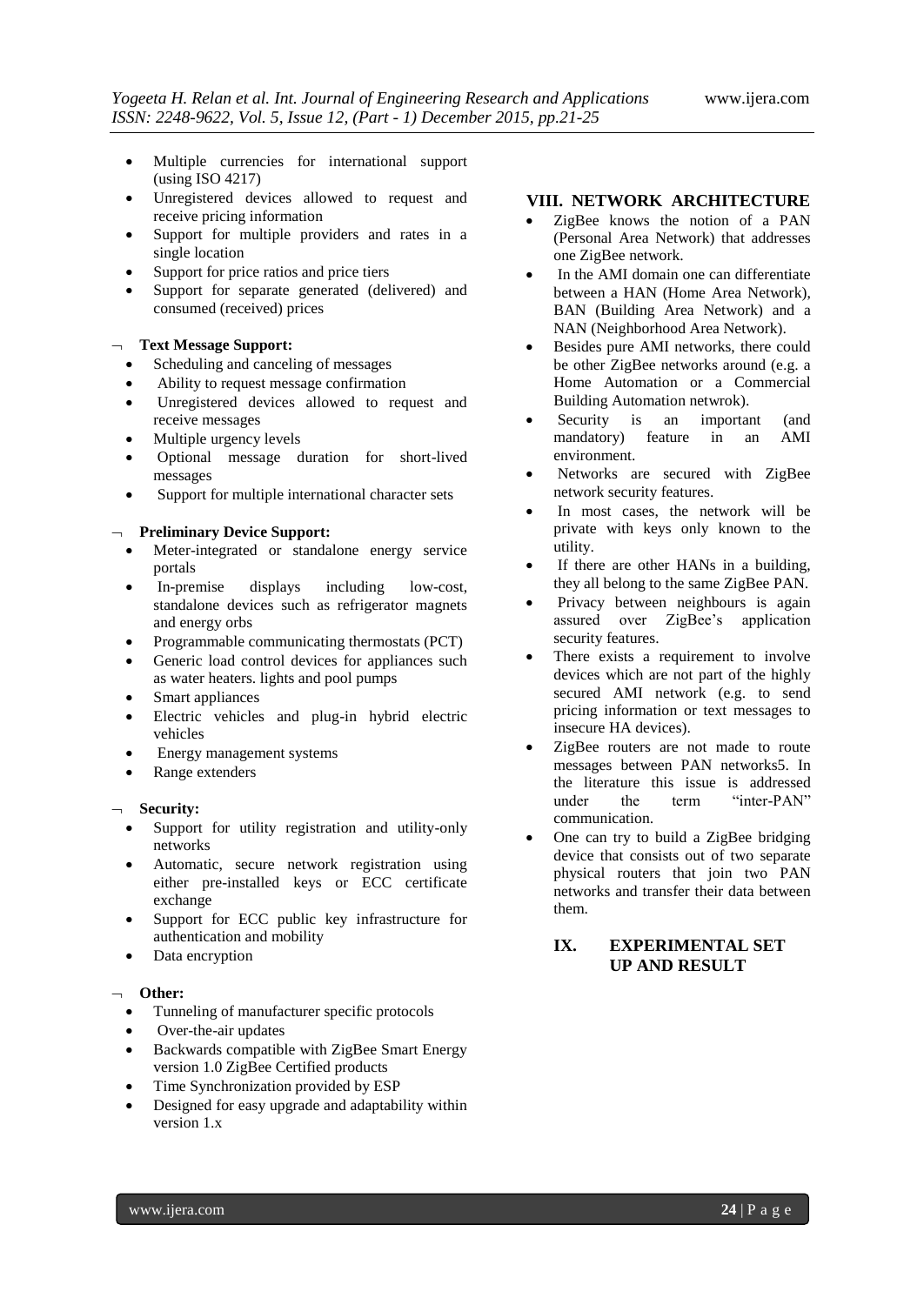- Multiple currencies for international support (using ISO 4217)
- Unregistered devices allowed to request and receive pricing information
- Support for multiple providers and rates in a single location
- Support for price ratios and price tiers
- Support for separate generated (delivered) and consumed (received) prices

¬ **Text Message Support:**

- Scheduling and canceling of messages
- Ability to request message confirmation
- Unregistered devices allowed to request and receive messages
- Multiple urgency levels
- Optional message duration for short-lived messages
- Support for multiple international character sets

¬ **Preliminary Device Support:**

- Meter-integrated or standalone energy service portals
- In-premise displays including low-cost, standalone devices such as refrigerator magnets and energy orbs
- Programmable communicating thermostats (PCT)
- Generic load control devices for appliances such as water heaters. lights and pool pumps
- Smart appliances
- Electric vehicles and plug-in hybrid electric vehicles
- Energy management systems
- Range extenders

¬ **Security:**

- Support for utility registration and utility-only networks
- Automatic, secure network registration using either pre-installed keys or ECC certificate exchange
- Support for ECC public key infrastructure for authentication and mobility
- Data encryption

¬ **Other:**

- Tunneling of manufacturer specific protocols
- Over-the-air updates
- Backwards compatible with ZigBee Smart Energy version 1.0 ZigBee Certified products
- Time Synchronization provided by ESP
- Designed for easy upgrade and adaptability within version 1.x

## VIII. NETWORK ARCHITECTURE

- ZigBee knows the notion of a PAN (Personal Area Network) that addresses one ZigBee network.
- In the AMI domain one can differentiate between a HAN (Home Area Network), BAN (Building Area Network) and a NAN (Neighborhood Area Network).
- Besides pure AMI networks, there could be other ZigBee networks around (e.g. a Home Automation or a Commercial Building Automation netwrok).
- Security is an important (and mandatory) feature in an AMI environment.
- Networks are secured with ZigBee network security features.
- In most cases, the network will be private with keys only known to the utility.
- If there are other HANs in a building, they all belong to the same ZigBee PAN.
- Privacy between neighbours is again assured over ZigBee's application security features.
- There exists a requirement to involve devices which are not part of the highly secured AMI network (e.g. to send pricing information or text messages to insecure HA devices).
- ZigBee routers are not made to route messages between PAN networks5. In the literature this issue is addressed under the term "inter-PAN" communication.
- One can try to build a ZigBee bridging device that consists out of two separate physical routers that join two PAN networks and transfer their data between them.

## IX. EXPERIMENTAL SET UP AND RESULT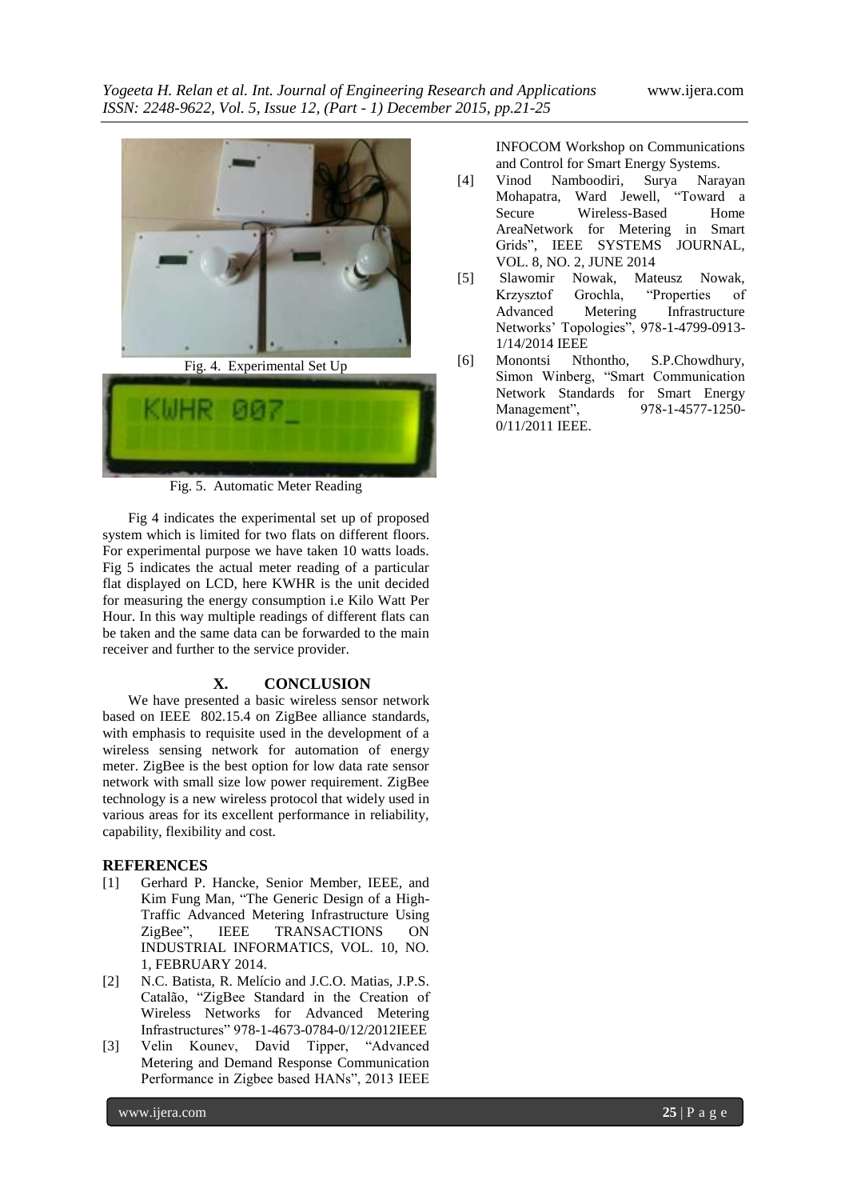Fig. 4. Experimental Set Up

Fig. 5. Automatic Meter Reading

Fig 4 indicates the experimental set up of proposed system which is limited for two flats on different floors. For experimental purpose we have taken 10 watts loads. Fig 5 indicates the actual meter reading of a particular flat displayed on LCD, here KWHR is the unit decided for measuring the energy consumption i.e Kilo Watt Per Hour. In this way multiple readings of different flats can be taken and the same data can be forwarded to the main receiver and further to the service provider.

## X. CONCLUSION

We have presented a basic wireless sensor network based on IEEE 802.15.4 on ZigBee alliance standards, with emphasis to requisite used in the development of a wireless sensing network for automation of energy meter. ZigBee is the best option for low data rate sensor network with small size low power requirement. ZigBee technology is a new wireless protocol that widely used in various areas for its excellent performance in reliability, capability, flexibility and cost.

## REFERENCES

[1] Gerhard P. Hancke, Senior Member, IEEE, and Kim Fung Man, "The Generic Design of a High-Traffic Advanced Metering Infrastructure Using ZigBee", IEEE TRANSACTIONS ON INDUSTRIAL INFORMATICS, VOL. 10, NO. 1, FEBRUARY 2014.

[2] N.C. Batista, R. Melício and J.C.O. Matias, J.P.S. Catalão, "ZigBee Standard in the Creation of Wireless Networks for Advanced Metering Infrastructures" 978-1-4673-0784-0/12/2012IEEE

[3] Velin Kounev, David Tipper, "Advanced Metering and Demand Response Communication Performance in Zigbee based HANs", 2013 IEEE INFOCOM Workshop on Communications and Control for Smart Energy Systems.

[4] Vinod Namboodiri, Surya Narayan Mohapatra, Ward Jewell, "Toward a Secure Wireless-Based Home AreaNetwork for Metering in Smart Grids", IEEE SYSTEMS JOURNAL, VOL. 8, NO. 2, JUNE 2014

[5] Slawomir Nowak, Mateusz Nowak, Krzysztof Grochla, "Properties of Advanced Metering Infrastructure Networks' Topologies", 978-1-4799-0913-1/14/2014 IEEE

[6] Monontsi Nthontho, S.P.Chowdhury, Simon Winberg, "Smart Communication Network Standards for Smart Energy Management", 978-1-4577-1250-0/11/2011 IEEE.